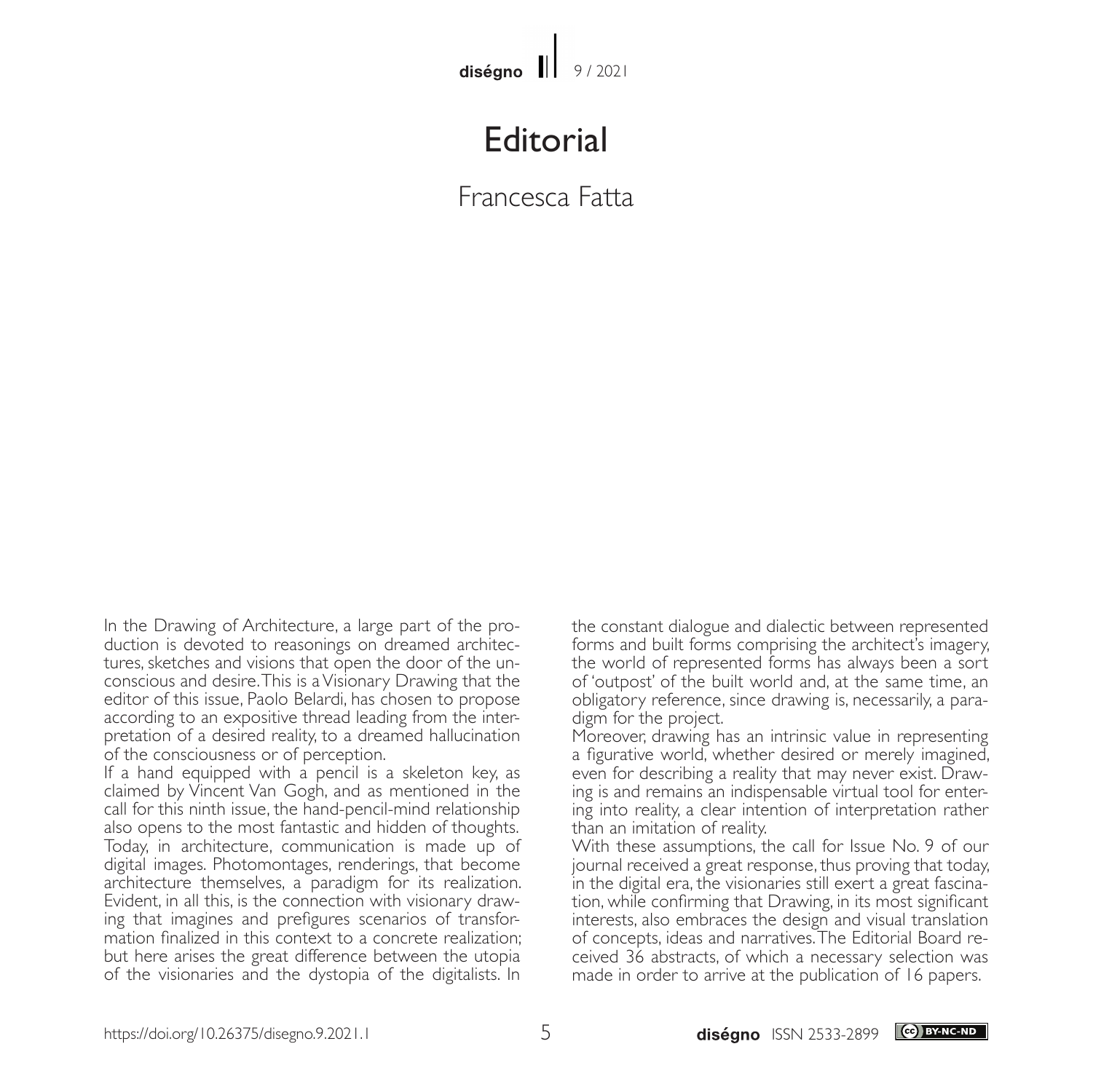# Editorial

Francesca Fatta

In the Drawing of Architecture, a large part of the production is devoted to reasonings on dreamed architectures, sketches and visions that open the door of the unconscious and desire. This is a Visionary Drawing that the editor of this issue, Paolo Belardi, has chosen to propose according to an expositive thread leading from the interpretation of a desired reality, to a dreamed hallucination of the consciousness or of perception.

If a hand equipped with a pencil is a skeleton key, as claimed by Vincent Van Gogh, and as mentioned in the call for this ninth issue, the hand-pencil-mind relationship also opens to the most fantastic and hidden of thoughts. Today, in architecture, communication is made up of digital images. Photomontages, renderings, that become architecture themselves, a paradigm for its realization. Evident, in all this, is the connection with visionary drawing that imagines and prefigures scenarios of transformation finalized in this context to a concrete realization; but here arises the great difference between the utopia of the visionaries and the dystopia of the digitalists. In the constant dialogue and dialectic between represented forms and built forms comprising the architect's imagery, the world of represented forms has always been a sort of 'outpost' of the built world and, at the same time, an obligatory reference, since drawing is, necessarily, a paradigm for the project.

Moreover, drawing has an intrinsic value in representing a figurative world, whether desired or merely imagined, even for describing a reality that may never exist. Drawing is and remains an indispensable virtual tool for entering into reality, a clear intention of interpretation rather than an imitation of reality.

With these assumptions, the call for Issue No. 9 of our journal received a great response, thus proving that today, in the digital era, the visionaries still exert a great fascination, while confirming that Drawing, in its most significant interests, also embraces the design and visual translation of concepts, ideas and narratives. The Editorial Board received 36 abstracts, of which a necessary selection was made in order to arrive at the publication of 16 papers.

https://doi.org/10.26375/disegno.9.2021.1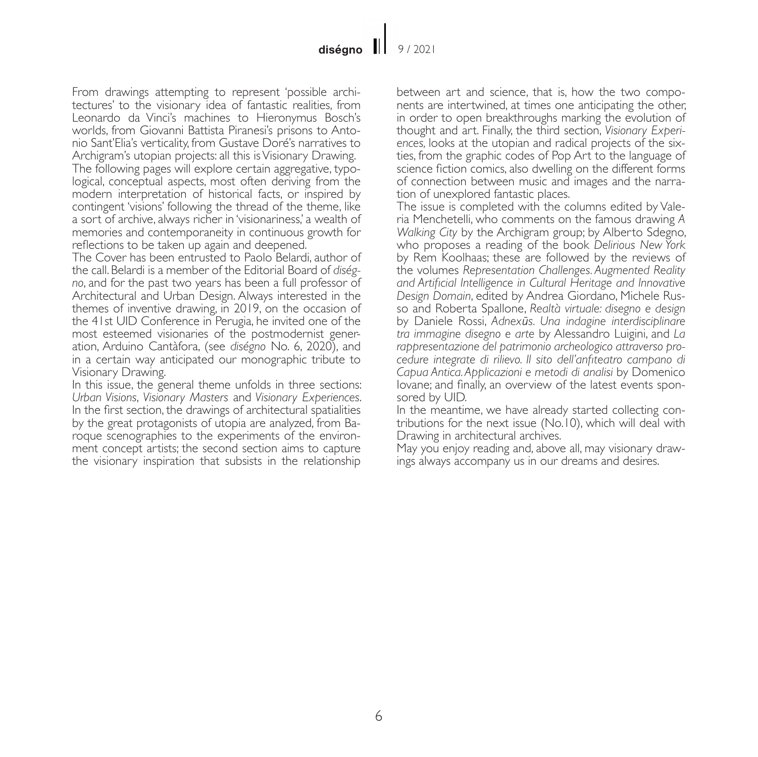From drawings attempting to represent 'possible architectures' to the visionary idea of fantastic realities, from Leonardo da Vinci's machines to Hieronymus Bosch's worlds, from Giovanni Battista Piranesi's prisons to Antonio Sant'Elia's verticality, from Gustave Doré's narratives to Archigram's utopian projects: all this is Visionary Drawing.

The following pages will explore certain aggregative, typological, conceptual aspects, most often deriving from the modern interpretation of historical facts, or inspired by contingent 'visions' following the thread of the theme, like a sort of archive, always richer in 'visionariness,' a wealth of memories and contemporaneity in continuous growth for reflections to be taken up again and deepened.

The Cover has been entrusted to Paolo Belardi, author of the call. Belardi is a member of the Editorial Board of *diségno*, and for the past two years has been a full professor of Architectural and Urban Design. Always interested in the themes of inventive drawing, in 2019, on the occasion of the 41st UID Conference in Perugia, he invited one of the most esteemed visionaries of the postmodernist generation, Arduino Cantàfora, (see *diségno* No. 6, 2020), and in a certain way anticipated our monographic tribute to Visionary Drawing.

In this issue, the general theme unfolds in three sections: *Urban Visions*, *Visionary Masters* and *Visionary Experiences*. In the first section, the drawings of architectural spatialities by the great protagonists of utopia are analyzed, from Baroque scenographies to the experiments of the environment concept artists; the second section aims to capture the visionary inspiration that subsists in the relationship between art and science, that is, how the two components are intertwined, at times one anticipating the other, in order to open breakthroughs marking the evolution of thought and art. Finally, the third section, *Visionary Experiences,* looks at the utopian and radical projects of the sixties, from the graphic codes of Pop Art to the language of science fiction comics, also dwelling on the different forms of connection between music and images and the narration of unexplored fantastic places.

The issue is completed with the columns edited by Valeria Menchetelli, who comments on the famous drawing *A Walking City* by the Archigram group; by Alberto Sdegno, who proposes a reading of the book *Delirious New York* by Rem Koolhaas; these are followed by the reviews of the volumes *Representation Challenges. Augmented Reality and Artificial Intelligence in Cultural Heritage and Innovative Design Domain*, edited by Andrea Giordano, Michele Russo and Roberta Spallone, *Realtà virtuale: disegno e design* by Daniele Rossi, *Adnexūs. Una indagine interdisciplinare tra immagine disegno e arte* by Alessandro Luigini, and *La rappresentazione del patrimonio archeologico attraverso procedure integrate di rilievo. Il sito dell'anfiteatro campano di Capua Antica. Applicazioni e metodi di analisi* by Domenico Iovane; and finally, an overview of the latest events sponsored by UID.

In the meantime, we have already started collecting contributions for the next issue (No.10), which will deal with Drawing in architectural archives.

May you enjoy reading and, above all, may visionary drawings always accompany us in our dreams and desires.